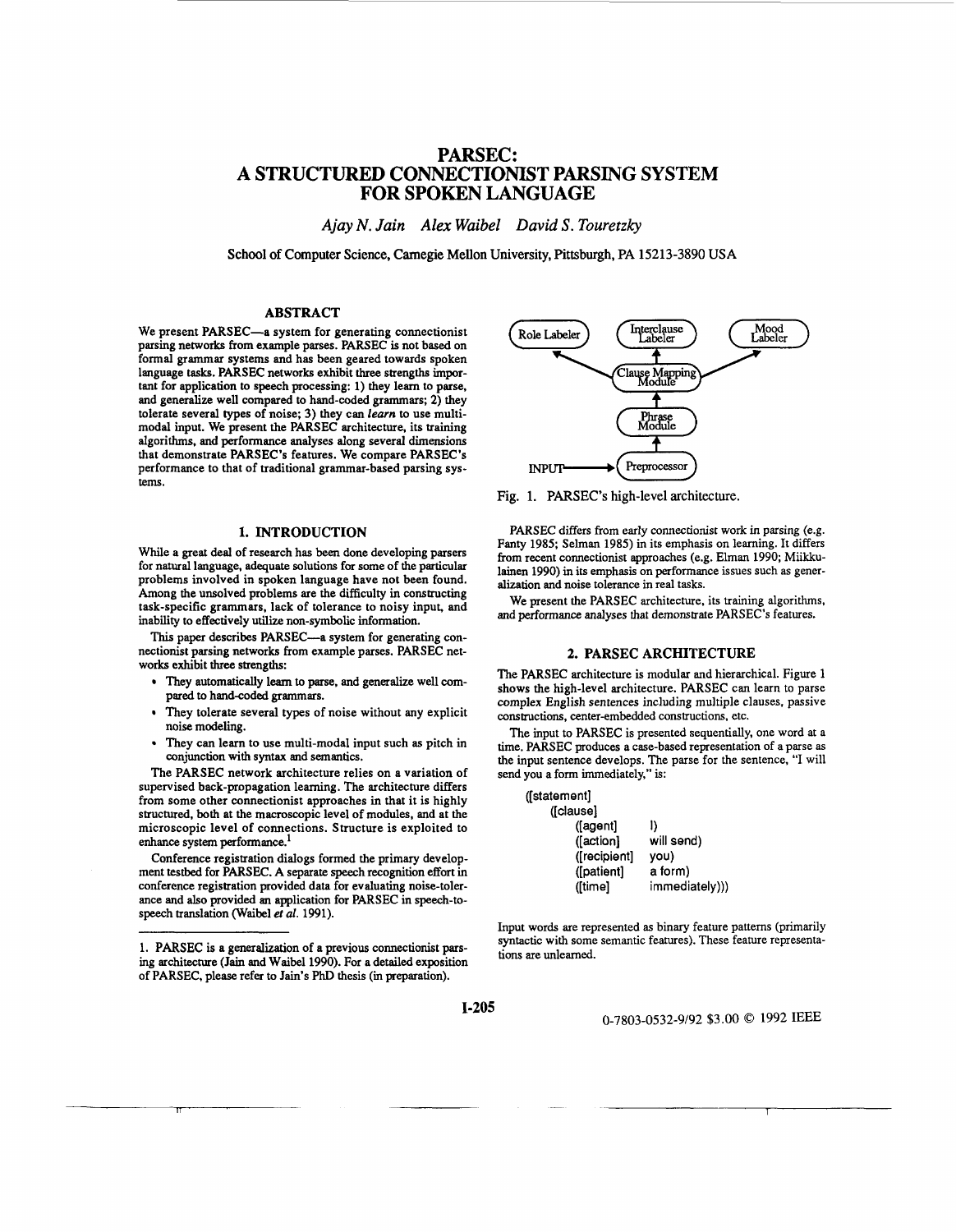# PARSEC: A STRUCTURED CONNECTIONIST PARSING SYSTEM FOR SPOKEN LANGUAGE

*Ajay N. Jain   Alex Waibel   David S. Touretzky*

School of Computer Science, Carnegie Mellon University, Pittsburgh, PA 15213-3890 USA

## ABSTRACT

We present PARSEC—a system for generating connectionist parsing networks from example parses. PARSEC is not based on formal grammar systems and has been geared towards spoken language tasks. PARSEC networks exhibit three strengths important for application to speech processing: 1) they learn to parse, and generalize well compared to hand-coded grammars; 2) they tolerate several types of noise; 3) they can *learn* to use multimodal input. We present the PARSEC architecture, its training algorithms, and performance analyses along several dimensions that demonstrate PARSEC's features. We compare PARSEC's performance to that of traditional grammar-based parsing systems.

## 1. INTRODUCTION

While a great deal of research has been done developing parsers for natural language, adequate solutions for some of the particular problems involved in spoken language have not been found. Among the unsolved problems are the difficulty in constructing task-specific grammars, lack of tolerance to noisy input, and inability to effectively utilize non-symbolic information.

This paper describes PARSEC—a system for generating connectionist parsing networks from example parses. PARSEC networks exhibit three strengths:

- They automatically learn to parse, and generalize well compared to hand-coded grammars.
- They tolerate several types of noise without any explicit noise modeling.
- They can learn to use multi-modal input such as pitch in conjunction with syntax and semantics.

The PARSEC network architecture relies on a variation of supervised back-propagation learning. The architecture differs from some other connectionist approaches in that it is highly structured, both at the macroscopic level of modules, and at the microscopic level of connections. Structure is exploited to enhance system performance.[1]

Conference registration dialogs formed the primary development testbed for PARSEC. A separate speech recognition effort in conference registration provided data for evaluating noise-tolerance and also provided an application for PARSEC in speech-to-speech translation (Waibel *et al.* 1991).

[1] PARSEC is a generalization of a previous connectionist parsing architecture (Jain and Waibel 1990). For a detailed exposition of PARSEC, please refer to Jain's PhD thesis (in preparation).

Role Labeler | Interclause Labeler | Mood Labeler | Clause Mapping Module | Phrase Module | Preprocessor | INPUT

Fig. 1. PARSEC's high-level architecture.

PARSEC differs from early connectionist work in parsing (e.g. Fanty 1985; Selman 1985) in its emphasis on learning. It differs from recent connectionist approaches (e.g. Elman 1990; Miikkulainen 1990) in its emphasis on performance issues such as generalization and noise tolerance in real tasks.

We present the PARSEC architecture, its training algorithms, and performance analyses that demonstrate PARSEC's features.

## 2. PARSEC ARCHITECTURE

The PARSEC architecture is modular and hierarchical. Figure 1 shows the high-level architecture. PARSEC can learn to parse complex English sentences including multiple clauses, passive constructions, center-embedded constructions, etc.

The input to PARSEC is presented sequentially, one word at a time. PARSEC produces a case-based representation of a parse as the input sentence develops. The parse for the sentence, "I will send you a form immediately," is:

```
([statement]
    ([clause]
        ([agent]       I)
        ([action]      will send)
        ([recipient]   you)
        ([patient]     a form)
        ([time]        immediately)))
```

Input words are represented as binary feature patterns (primarily syntactic with some semantic features). These feature representations are unlearned.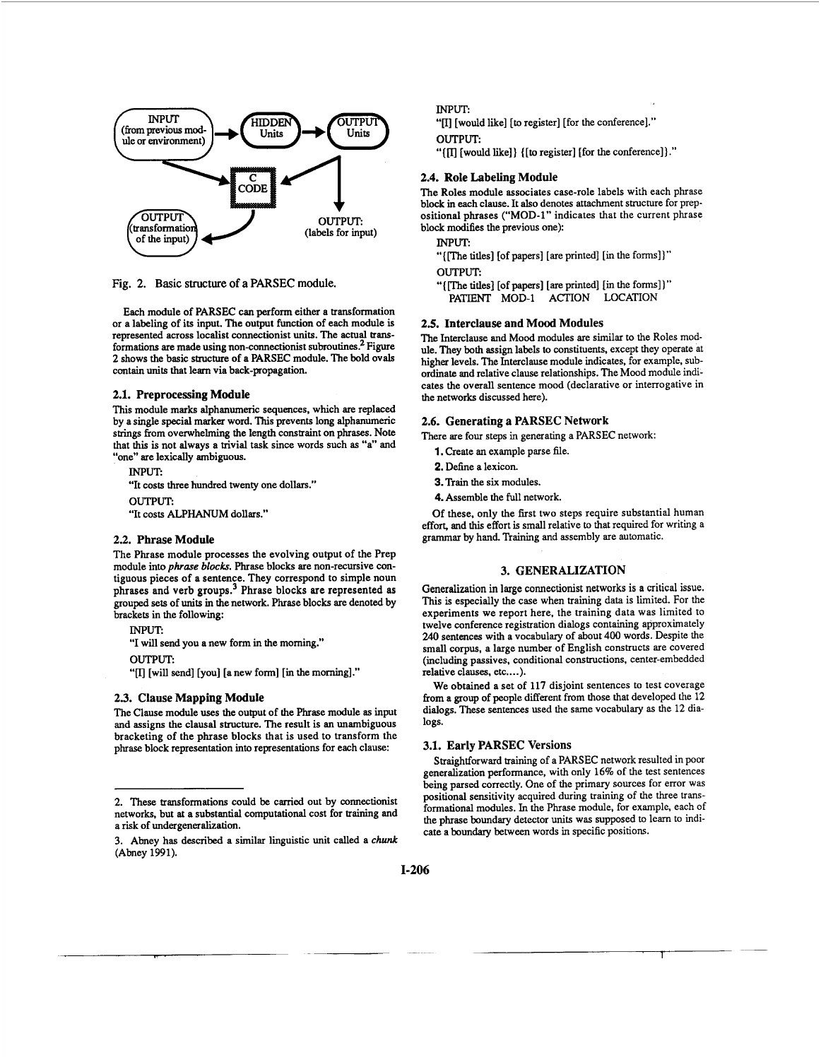INPUT (from previous module or environment) → HIDDEN Units → OUTPUT Units

C CODE

OUTPUT (transformation of the input)

OUTPUT: (labels for input)

Fig. 2. Basic structure of a PARSEC module.

Each module of PARSEC can perform either a transformation or a labeling of its input. The output function of each module is represented across localist connectionist units. The actual transformations are made using non-connectionist subroutines.[2] Figure 2 shows the basic structure of a PARSEC module. The bold ovals contain units that learn via back-propagation.

### 2.1. Preprocessing Module

This module marks alphanumeric sequences, which are replaced by a single special marker word. This prevents long alphanumeric strings from overwhelming the length constraint on phrases. Note that this is not always a trivial task since words such as "a" and "one" are lexically ambiguous.

INPUT:

"It costs three hundred twenty one dollars."

OUTPUT:

"It costs ALPHANUM dollars."

### 2.2. Phrase Module

The Phrase module processes the evolving output of the Prep module into *phrase blocks*. Phrase blocks are non-recursive contiguous pieces of a sentence. They correspond to simple noun phrases and verb groups.[3] Phrase blocks are represented as grouped sets of units in the network. Phrase blocks are denoted by brackets in the following:

INPUT:

"I will send you a new form in the morning."

OUTPUT:

"[I] [will send] [you] [a new form] [in the morning]."

### 2.3. Clause Mapping Module

The Clause module uses the output of the Phrase module as input and assigns the clausal structure. The result is an unambiguous bracketing of the phrase blocks that is used to transform the phrase block representation into representations for each clause:

INPUT:

"[I] [would like] [to register] [for the conference]."

OUTPUT:

"{[I] [would like]} {[to register] [for the conference]}."

### 2.4. Role Labeling Module

The Roles module associates case-role labels with each phrase block in each clause. It also denotes attachment structure for prepositional phrases ("MOD-1" indicates that the current phrase block modifies the previous one):

INPUT:

"{[The titles] [of papers] [are printed] [in the forms]}"

OUTPUT:

"{[The titles] [of papers] [are printed] [in the forms]}"
PATIENT MOD-1 ACTION LOCATION

### 2.5. Interclause and Mood Modules

The Interclause and Mood modules are similar to the Roles module. They both assign labels to constituents, except they operate at higher levels. The Interclause module indicates, for example, subordinate and relative clause relationships. The Mood module indicates the overall sentence mood (declarative or interrogative in the networks discussed here).

### 2.6. Generating a PARSEC Network

There are four steps in generating a PARSEC network:

1. Create an example parse file.
2. Define a lexicon.
3. Train the six modules.
4. Assemble the full network.

Of these, only the first two steps require substantial human effort, and this effort is small relative to that required for writing a grammar by hand. Training and assembly are automatic.

## 3. GENERALIZATION

Generalization in large connectionist networks is a critical issue. This is especially the case when training data is limited. For the experiments we report here, the training data was limited to twelve conference registration dialogs containing approximately 240 sentences with a vocabulary of about 400 words. Despite the small corpus, a large number of English constructs are covered (including passives, conditional constructions, center-embedded relative clauses, etc....).

We obtained a set of 117 disjoint sentences to test coverage from a group of people different from those that developed the 12 dialogs. These sentences used the same vocabulary as the 12 dialogs.

### 3.1. Early PARSEC Versions

Straightforward training of a PARSEC network resulted in poor generalization performance, with only 16% of the test sentences being parsed correctly. One of the primary sources for error was positional sensitivity acquired during training of the three transformational modules. In the Phrase module, for example, each of the phrase boundary detector units was supposed to learn to indicate a boundary between words in specific positions.

---

2. These transformations could be carried out by connectionist networks, but at a substantial computational cost for training and a risk of undergeneralization.

3. Abney has described a similar linguistic unit called a *chunk* (Abney 1991).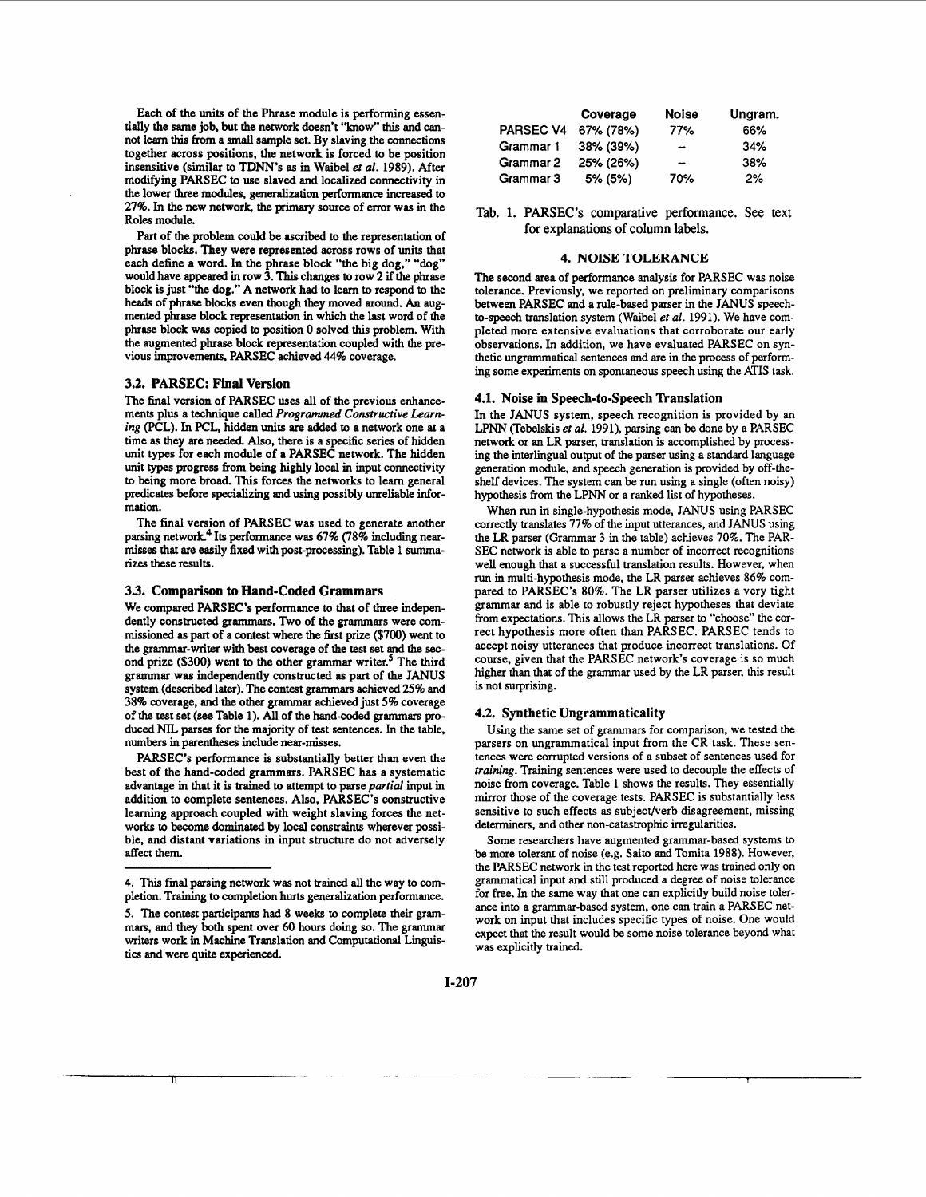Each of the units of the Phrase module is performing essentially the same job, but the network doesn't "know" this and cannot learn this from a small sample set. By slaving the connections together across positions, the network is forced to be position insensitive (similar to TDNN's as in Waibel *et al.* 1989). After modifying PARSEC to use slaved and localized connectivity in the lower three modules, generalization performance increased to 27%. In the new network, the primary source of error was in the Roles module.

Part of the problem could be ascribed to the representation of phrase blocks. They were represented across rows of units that each define a word. In the phrase block "the big dog," "dog" would have appeared in row 3. This changes to row 2 if the phrase block is just "the dog." A network had to learn to respond to the heads of phrase blocks even though they moved around. An augmented phrase block representation in which the last word of the phrase block was copied to position 0 solved this problem. With the augmented phrase block representation coupled with the previous improvements, PARSEC achieved 44% coverage.

### 3.2. PARSEC: Final Version

The final version of PARSEC uses all of the previous enhancements plus a technique called *Programmed Constructive Learning* (PCL). In PCL, hidden units are added to a network one at a time as they are needed. Also, there is a specific series of hidden unit types for each module of a PARSEC network. The hidden unit types progress from being highly local in input connectivity to being more broad. This forces the networks to learn general predicates before specializing and using possibly unreliable information.

The final version of PARSEC was used to generate another parsing network.[4] Its performance was 67% (78% including near-misses that are easily fixed with post-processing). Table 1 summarizes these results.

### 3.3. Comparison to Hand-Coded Grammars

We compared PARSEC's performance to that of three independently constructed grammars. Two of the grammars were commissioned as part of a contest where the first prize ($700) went to the grammar-writer with best coverage of the test set and the second prize ($300) went to the other grammar writer.[5] The third grammar was independently constructed as part of the JANUS system (described later). The contest grammars achieved 25% and 38% coverage, and the other grammar achieved just 5% coverage of the test set (see Table 1). All of the hand-coded grammars produced NIL parses for the majority of test sentences. In the table, numbers in parentheses include near-misses.

PARSEC's performance is substantially better than even the best of the hand-coded grammars. PARSEC has a systematic advantage in that it is trained to attempt to parse *partial* input in addition to complete sentences. Also, PARSEC's constructive learning approach coupled with weight slaving forces the networks to become dominated by local constraints wherever possible, and distant variations in input structure do not adversely affect them.

4. This final parsing network was not trained all the way to completion. Training to completion hurts generalization performance.

5. The contest participants had 8 weeks to complete their grammars, and they both spent over 60 hours doing so. The grammar writers work in Machine Translation and Computational Linguistics and were quite experienced.

| | Coverage | Noise | Ungram. |
|---|---|---|---|
| PARSEC V4 | 67% (78%) | 77% | 66% |
| Grammar 1 | 38% (39%) | – | 34% |
| Grammar 2 | 25% (26%) | – | 38% |
| Grammar 3 | 5% (5%) | 70% | 2% |

Tab. 1. PARSEC's comparative performance. See text for explanations of column labels.

## 4. NOISE TOLERANCE

The second area of performance analysis for PARSEC was noise tolerance. Previously, we reported on preliminary comparisons between PARSEC and a rule-based parser in the JANUS speech-to-speech translation system (Waibel *et al.* 1991). We have completed more extensive evaluations that corroborate our early observations. In addition, we have evaluated PARSEC on synthetic ungrammatical sentences and are in the process of performing some experiments on spontaneous speech using the ATIS task.

### 4.1. Noise in Speech-to-Speech Translation

In the JANUS system, speech recognition is provided by an LPNN (Tebelskis *et al.* 1991), parsing can be done by a PARSEC network or an LR parser, translation is accomplished by processing the interlingual output of the parser using a standard language generation module, and speech generation is provided by off-the-shelf devices. The system can be run using a single (often noisy) hypothesis from the LPNN or a ranked list of hypotheses.

When run in single-hypothesis mode, JANUS using PARSEC correctly translates 77% of the input utterances, and JANUS using the LR parser (Grammar 3 in the table) achieves 70%. The PARSEC network is able to parse a number of incorrect recognitions well enough that a successful translation results. However, when run in multi-hypothesis mode, the LR parser achieves 86% compared to PARSEC's 80%. The LR parser utilizes a very tight grammar and is able to robustly reject hypotheses that deviate from expectations. This allows the LR parser to "choose" the correct hypothesis more often than PARSEC. PARSEC tends to accept noisy utterances that produce incorrect translations. Of course, given that the PARSEC network's coverage is so much higher than that of the grammar used by the LR parser, this result is not surprising.

### 4.2. Synthetic Ungrammaticality

Using the same set of grammars for comparison, we tested the parsers on ungrammatical input from the CR task. These sentences were corrupted versions of a subset of sentences used for *training*. Training sentences were used to decouple the effects of noise from coverage. Table 1 shows the results. They essentially mirror those of the coverage tests. PARSEC is substantially less sensitive to such effects as subject/verb disagreement, missing determiners, and other non-catastrophic irregularities.

Some researchers have augmented grammar-based systems to be more tolerant of noise (e.g. Saito and Tomita 1988). However, the PARSEC network in the test reported here was trained only on grammatical input and still produced a degree of noise tolerance for free. In the same way that one can explicitly build noise tolerance into a grammar-based system, one can train a PARSEC network on input that includes specific types of noise. One would expect that the result would be some noise tolerance beyond what was explicitly trained.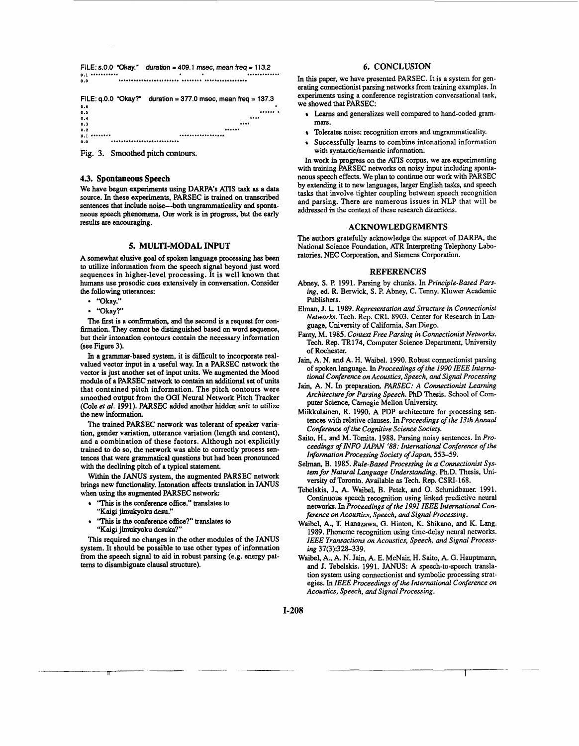FILE: s.0.0 "Okay." duration = 409.1 msec, mean freq = 113.2

0.1

0.0

FILE: q.0.0 "Okay?" duration = 377.0 msec, mean freq = 137.3

0.6

0.5

0.4

0.3

0.2

0.1

0.0

Fig. 3. Smoothed pitch contours.

### 4.3. Spontaneous Speech

We have begun experiments using DARPA's ATIS task as a data source. In these experiments, PARSEC is trained on transcribed sentences that include noise—both ungrammaticality and spontaneous speech phenomena. Our work is in progress, but the early results are encouraging.

## 5. MULTI-MODAL INPUT

A somewhat elusive goal of spoken language processing has been to utilize information from the speech signal beyond just word sequences in higher-level processing. It is well known that humans use prosodic cues extensively in conversation. Consider the following utterances:

- "Okay."
- "Okay?"

The first is a confirmation, and the second is a request for confirmation. They cannot be distinguished based on word sequence, but their intonation contours contain the necessary information (see Figure 3).

In a grammar-based system, it is difficult to incorporate real-valued vector input in a useful way. In a PARSEC network the vector is just another set of input units. We augmented the Mood module of a PARSEC network to contain an additional set of units that contained pitch information. The pitch contours were smoothed output from the OGI Neural Network Pitch Tracker (Cole *et al.* 1991). PARSEC added another hidden unit to utilize the new information.

The trained PARSEC network was tolerant of speaker variation, gender variation, utterance variation (length and content), and a combination of these factors. Although not explicitly trained to do so, the network was able to correctly process sentences that were grammatical questions but had been pronounced with the declining pitch of a typical statement.

Within the JANUS system, the augmented PARSEC network brings new functionality. Intonation affects translation in JANUS when using the augmented PARSEC network:

- "This is the conference office." translates to "Kaigi jimukyoku desu."
- "This is the conference office?" translates to "Kaigi jimukyoku desuka?"

This required no changes in the other modules of the JANUS system. It should be possible to use other types of information from the speech signal to aid in robust parsing (e.g. energy patterns to disambiguate clausal structure).

## 6. CONCLUSION

In this paper, we have presented PARSEC. It is a system for generating connectionist parsing networks from training examples. In experiments using a conference registration conversational task, we showed that PARSEC:

- Learns and generalizes well compared to hand-coded grammars.
- Tolerates noise: recognition errors and ungrammaticality.
- Successfully learns to combine intonational information with syntactic/semantic information.

In work in progress on the ATIS corpus, we are experimenting with training PARSEC networks on noisy input including spontaneous speech effects. We plan to continue our work with PARSEC by extending it to new languages, larger English tasks, and speech tasks that involve tighter coupling between speech recognition and parsing. There are numerous issues in NLP that will be addressed in the context of these research directions.

## ACKNOWLEDGEMENTS

The authors gratefully acknowledge the support of DARPA, the National Science Foundation, ATR Interpreting Telephony Laboratories, NEC Corporation, and Siemens Corporation.

## REFERENCES

Abney, S. P. 1991. Parsing by chunks. In *Principle-Based Parsing*, ed. R. Berwick, S. P. Abney, C. Tenny. Kluwer Academic Publishers.

Elman, J. L. 1989. *Representation and Structure in Connectionist Networks*. Tech. Rep. CRL 8903. Center for Research in Language, University of California, San Diego.

Fanty, M. 1985. *Context Free Parsing in Connectionist Networks*. Tech. Rep. TR174, Computer Science Department, University of Rochester.

Jain, A. N. and A. H. Waibel. 1990. Robust connectionist parsing of spoken language. In *Proceedings of the 1990 IEEE International Conference on Acoustics, Speech, and Signal Processing*

Jain, A. N. In preparation. *PARSEC: A Connectionist Learning Architecture for Parsing Speech*. PhD Thesis. School of Computer Science, Carnegie Mellon University.

Miikkulainen, R. 1990. A PDP architecture for processing sentences with relative clauses. In *Proceedings of the 13th Annual Conference of the Cognitive Science Society*.

Saito, H., and M. Tomita. 1988. Parsing noisy sentences. In *Proceedings of INFO JAPAN '88: International Conference of the Information Processing Society of Japan*, 553–59.

Selman, B. 1985. *Rule-Based Processing in a Connectionist System for Natural Language Understanding*. Ph.D. Thesis, University of Toronto. Available as Tech. Rep. CSRI-168.

Tebelskis, J., A. Waibel, B. Petek, and O. Schmidbauer. 1991. Continuous speech recognition using linked predictive neural networks. In *Proceedings of the 1991 IEEE International Conference on Acoustics, Speech, and Signal Processing*.

Waibel, A., T. Hanazawa, G. Hinton, K. Shikano, and K. Lang. 1989. Phoneme recognition using time-delay neural networks. *IEEE Transactions on Acoustics, Speech, and Signal Processing* 37(3):328–339.

Waibel, A., A. N. Jain, A. E. McNair, H. Saito, A. G. Hauptmann, and J. Tebelskis. 1991. JANUS: A speech-to-speech translation system using connectionist and symbolic processing strategies. In *IEEE Proceedings of the International Conference on Acoustics, Speech, and Signal Processing*.